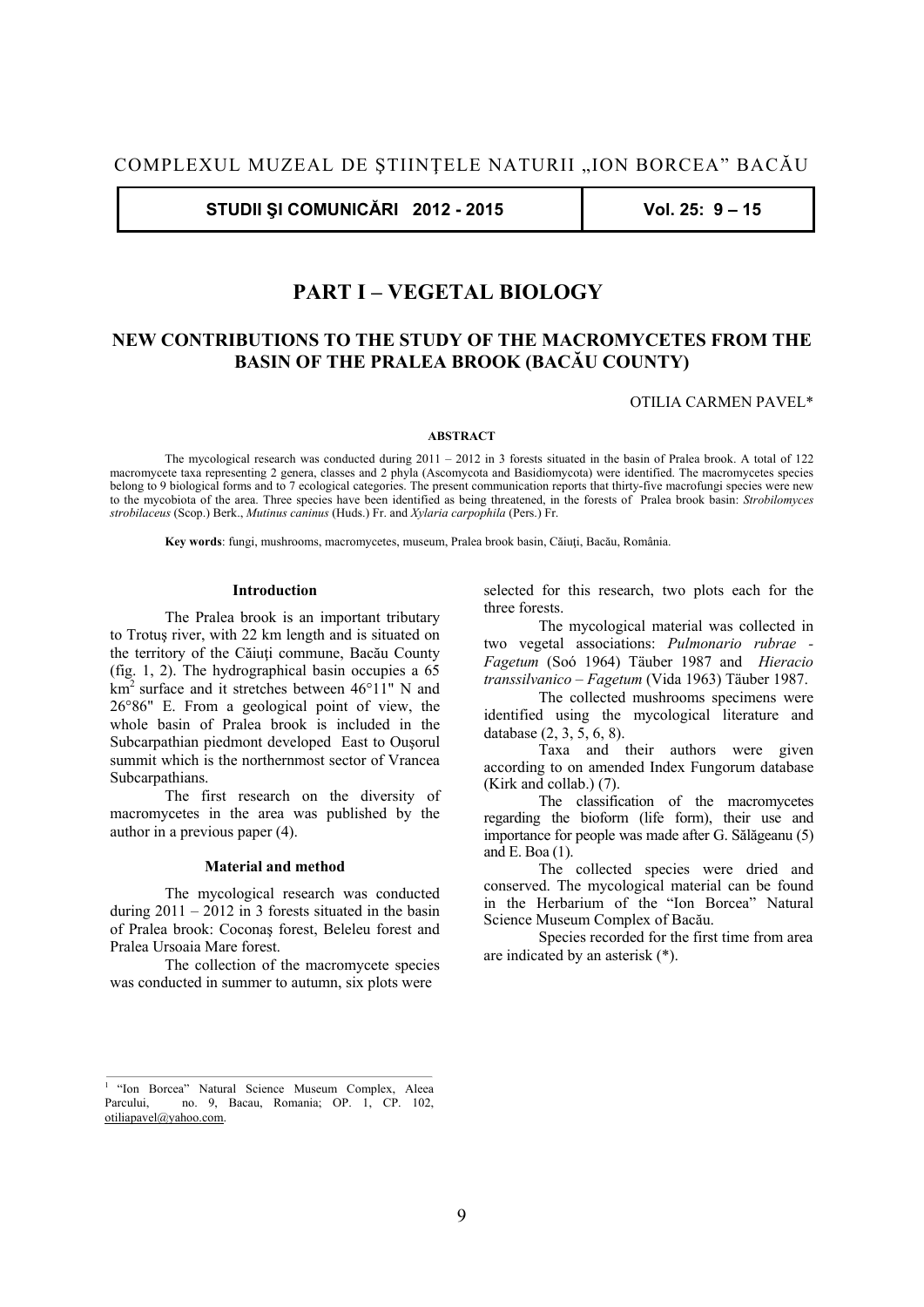COMPLEXUL MUZEAL DE ŞTIINŢELE NATURII „ION BORCEA" BACĂU

| STUDII ŞI COMUNICĂRI 2012 - 2015 | Vol. 25: 9 – 15 |
|---|---|

# PART I – VEGETAL BIOLOGY

## NEW CONTRIBUTIONS TO THE STUDY OF THE MACROMYCETES FROM THE BASIN OF THE PRALEA BROOK (BACĂU COUNTY)

OTILIA CARMEN PAVEL*

**ABSTRACT**

The mycological research was conducted during 2011 – 2012 in 3 forests situated in the basin of Pralea brook. A total of 122 macromycete taxa representing 2 genera, classes and 2 phyla (Ascomycota and Basidiomycota) were identified. The macromycetes species belong to 9 biological forms and to 7 ecological categories. The present communication reports that thirty-five macrofungi species were new to the mycobiota of the area. Three species have been identified as being threatened, in the forests of Pralea brook basin: *Strobilomyces strobilaceus* (Scop.) Berk., *Mutinus caninus* (Huds.) Fr. and *Xylaria carpophila* (Pers.) Fr.

**Key words**: fungi, mushrooms, macromycetes, museum, Pralea brook basin, Căiuţi, Bacău, România.

### Introduction

The Pralea brook is an important tributary to Trotuş river, with 22 km length and is situated on the territory of the Căiuţi commune, Bacău County (fig. 1, 2). The hydrographical basin occupies a 65 $km^2$ surface and it stretches between 46°11" N and 26°86" E. From a geological point of view, the whole basin of Pralea brook is included in the Subcarpathian piedmont developed East to Ouşorul summit which is the northernmost sector of Vrancea Subcarpathians.

The first research on the diversity of macromycetes in the area was published by the author in a previous paper (4).

### Material and method

The mycological research was conducted during 2011 – 2012 in 3 forests situated in the basin of Pralea brook: Coconaş forest, Beleleu forest and Pralea Ursoaia Mare forest.

The collection of the macromycete species was conducted in summer to autumn, six plots were selected for this research, two plots each for the three forests.

The mycological material was collected in two vegetal associations: *Pulmonario rubrae - Fagetum* (Soó 1964) Täuber 1987 and *Hieracio transsilvanico – Fagetum* (Vida 1963) Täuber 1987.

The collected mushrooms specimens were identified using the mycological literature and database (2, 3, 5, 6, 8).

Taxa and their authors were given according to on amended Index Fungorum database (Kirk and collab.) (7).

The classification of the macromycetes regarding the bioform (life form), their use and importance for people was made after G. Sălăgeanu (5) and E. Boa (1).

The collected species were dried and conserved. The mycological material can be found in the Herbarium of the "Ion Borcea" Natural Science Museum Complex of Bacău.

Species recorded for the first time from area are indicated by an asterisk (*).

---

[1] "Ion Borcea" Natural Science Museum Complex, Aleea Parcului, no. 9, Bacau, Romania; OP. 1, CP. 102, otiliapavel@yahoo.com.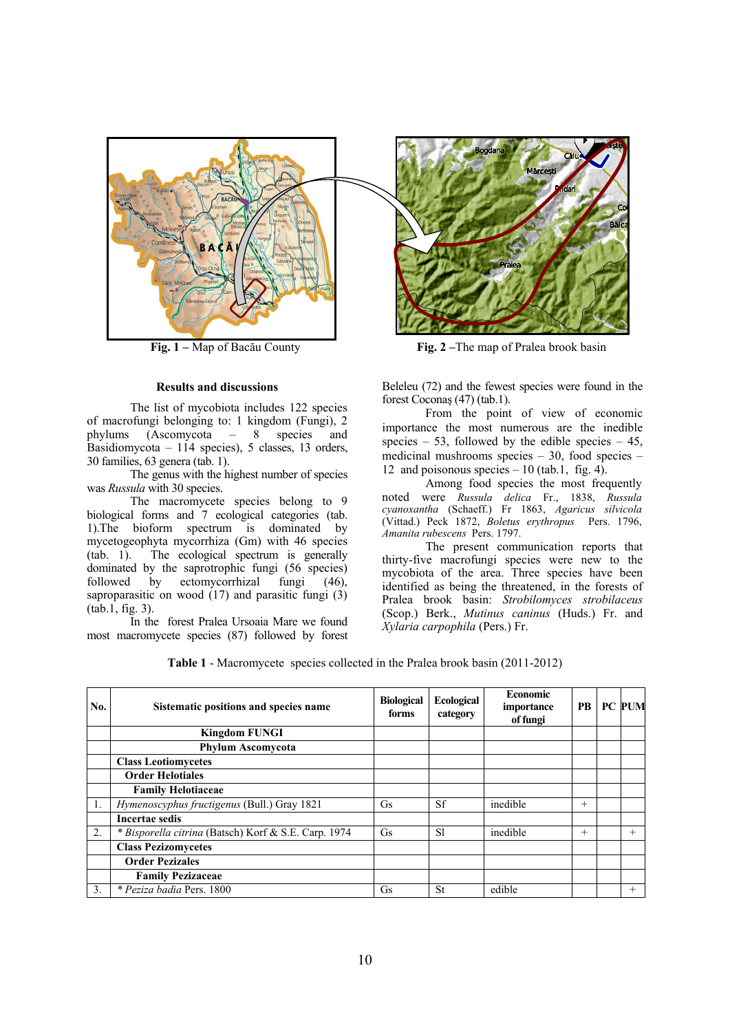Fig. 1 – Map of Bacău County

Fig. 2 –The map of Pralea brook basin

### Results and discussions

The list of mycobiota includes 122 species of macrofungi belonging to: 1 kingdom (Fungi), 2 phylums (Ascomycota – 8 species and Basidiomycota – 114 species), 5 classes, 13 orders, 30 families, 63 genera (tab. 1).

The genus with the highest number of species was *Russula* with 30 species.

The macromycete species belong to 9 biological forms and 7 ecological categories (tab. 1).The bioform spectrum is dominated by mycetogeophyta mycorrhiza (Gm) with 46 species (tab. 1). The ecological spectrum is generally dominated by the saprotrophic fungi (56 species) followed by ectomycorrhizal fungi (46), saproparasitic on wood (17) and parasitic fungi (3) (tab.1, fig. 3).

In the forest Pralea Ursoaia Mare we found most macromycete species (87) followed by forest Beleleu (72) and the fewest species were found in the forest Coconaş (47) (tab.1).

From the point of view of economic importance the most numerous are the inedible species – 53, followed by the edible species – 45, medicinal mushrooms species – 30, food species – 12 and poisonous species – 10 (tab.1, fig. 4).

Among food species the most frequently noted were *Russula delica* Fr., 1838, *Russula cyanoxantha* (Schaeff.) Fr 1863, *Agaricus silvicola* (Vittad.) Peck 1872, *Boletus erythropus* Pers. 1796, *Amanita rubescens* Pers. 1797.

The present communication reports that thirty-five macrofungi species were new to the mycobiota of the area. Three species have been identified as being the threatened, in the forests of Pralea brook basin: *Strobilomyces strobilaceus* (Scop.) Berk., *Mutinus caninus* (Huds.) Fr. and *Xylaria carpophila* (Pers.) Fr.

**Table 1** - Macromycete species collected in the Pralea brook basin (2011-2012)

| No. | Sistematic positions and species name | Biological forms | Ecological category | Economic importance of fungi | PB | PC | PUM |
|---|---|---|---|---|---|---|---|
| | **Kingdom FUNGI** | | | | | | |
| | **Phylum Ascomycota** | | | | | | |
| | **Class Leotiomycetes** | | | | | | |
| | **Order Helotiales** | | | | | | |
| | **Family Helotiaceae** | | | | | | |
| 1. | *Hymenoscyphus fructigenus* (Bull.) Gray 1821 | Gs | Sf | inedible | + | | |
| | **Incertae sedis** | | | | | | |
| 2. | * *Bisporella citrina* (Batsch) Korf & S.E. Carp. 1974 | Gs | Sl | inedible | + | | + |
| | **Class Pezizomycetes** | | | | | | |
| | **Order Pezizales** | | | | | | |
| | **Family Pezizaceae** | | | | | | |
| 3. | * *Peziza badia* Pers. 1800 | Gs | St | edible | | | + |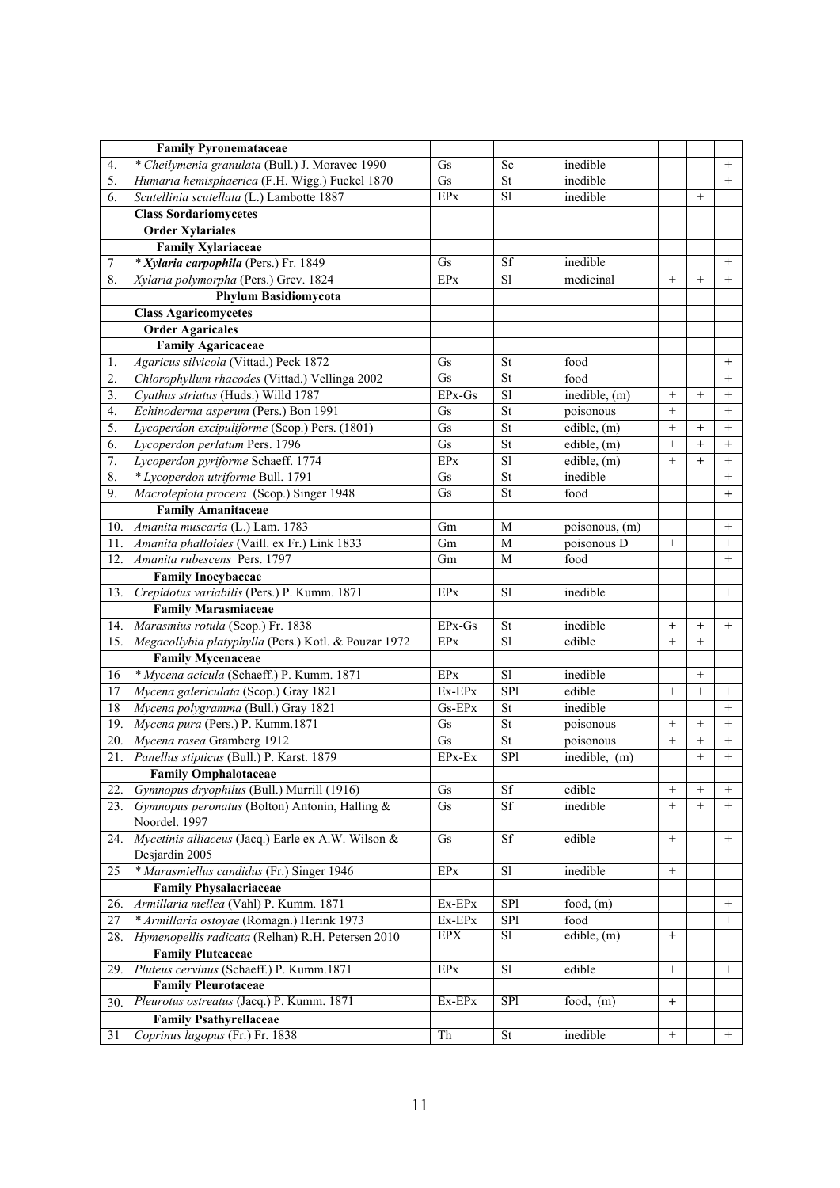| | | | | | | | |
|---|---|---|---|---|---|---|---|
| | **Family Pyronemataceae** | | | | | | |
| 4. | * *Cheilymenia granulata* (Bull.) J. Moravec 1990 | Gs | Sc | inedible | | | + |
| 5. | *Humaria hemisphaerica* (F.H. Wigg.) Fuckel 1870 | Gs | St | inedible | | | + |
| 6. | *Scutellinia scutellata* (L.) Lambotte 1887 | EPx | Sl | inedible | | + | |
| | **Class Sordariomycetes** | | | | | | |
| | **Order Xylariales** | | | | | | |
| | **Family Xylariaceae** | | | | | | |
| 7 | * ***Xylaria carpophila*** (Pers.) Fr. 1849 | Gs | Sf | inedible | | | + |
| 8. | *Xylaria polymorpha* (Pers.) Grev. 1824 | EPx | Sl | medicinal | + | + | + |
| | **Phylum Basidiomycota** | | | | | | |
| | **Class Agaricomycetes** | | | | | | |
| | **Order Agaricales** | | | | | | |
| | **Family Agaricaceae** | | | | | | |
| 1. | *Agaricus silvicola* (Vittad.) Peck 1872 | Gs | St | food | | | + |
| 2. | *Chlorophyllum rhacodes* (Vittad.) Vellinga 2002 | Gs | St | food | | | + |
| 3. | *Cyathus striatus* (Huds.) Willd 1787 | EPx-Gs | Sl | inedible, (m) | + | + | + |
| 4. | *Echinoderma asperum* (Pers.) Bon 1991 | Gs | St | poisonous | + | | + |
| 5. | *Lycoperdon excipuliforme* (Scop.) Pers. (1801) | Gs | St | edible, (m) | + | + | + |
| 6. | *Lycoperdon perlatum* Pers. 1796 | Gs | St | edible, (m) | + | + | + |
| 7. | *Lycoperdon pyriforme* Schaeff. 1774 | EPx | Sl | edible, (m) | + | + | + |
| 8. | * *Lycoperdon utriforme* Bull. 1791 | Gs | St | inedible | | | + |
| 9. | *Macrolepiota procera* (Scop.) Singer 1948 | Gs | St | food | | | + |
| | **Family Amanitaceae** | | | | | | |
| 10. | *Amanita muscaria* (L.) Lam. 1783 | Gm | M | poisonous, (m) | | | + |
| 11. | *Amanita phalloides* (Vaill. ex Fr.) Link 1833 | Gm | M | poisonous D | + | | + |
| 12. | *Amanita rubescens* Pers. 1797 | Gm | M | food | | | + |
| | **Family Inocybaceae** | | | | | | |
| 13. | *Crepidotus variabilis* (Pers.) P. Kumm. 1871 | EPx | Sl | inedible | | | + |
| | **Family Marasmiaceae** | | | | | | |
| 14. | *Marasmius rotula* (Scop.) Fr. 1838 | EPx-Gs | St | inedible | + | + | + |
| 15. | *Megacollybia platyphylla* (Pers.) Kotl. & Pouzar 1972 | EPx | Sl | edible | + | + | |
| | **Family Mycenaceae** | | | | | | |
| 16 | * *Mycena acicula* (Schaeff.) P. Kumm. 1871 | EPx | Sl | inedible | | + | |
| 17 | *Mycena galericulata* (Scop.) Gray 1821 | Ex-EPx | SPl | edible | + | + | + |
| 18 | *Mycena polygramma* (Bull.) Gray 1821 | Gs-EPx | St | inedible | | | + |
| 19. | *Mycena pura* (Pers.) P. Kumm.1871 | Gs | St | poisonous | + | + | + |
| 20. | *Mycena rosea* Gramberg 1912 | Gs | St | poisonous | + | + | + |
| 21. | *Panellus stipticus* (Bull.) P. Karst. 1879 | EPx-Ex | SPl | inedible, (m) | | + | + |
| | **Family Omphalotaceae** | | | | | | |
| 22. | *Gymnopus dryophilus* (Bull.) Murrill (1916) | Gs | Sf | edible | + | + | + |
| 23. | *Gymnopus peronatus* (Bolton) Antonín, Halling & Noordel. 1997 | Gs | Sf | inedible | + | + | + |
| 24. | *Mycetinis alliaceus* (Jacq.) Earle ex A.W. Wilson & Desjardin 2005 | Gs | Sf | edible | + | | + |
| 25 | * *Marasmiellus candidus* (Fr.) Singer 1946 | EPx | Sl | inedible | + | | |
| | **Family Physalacriaceae** | | | | | | |
| 26. | *Armillaria mellea* (Vahl) P. Kumm. 1871 | Ex-EPx | SPl | food, (m) | | | + |
| 27 | * *Armillaria ostoyae* (Romagn.) Herink 1973 | Ex-EPx | SPl | food | | | + |
| 28. | *Hymenopellis radicata* (Relhan) R.H. Petersen 2010 | EPX | Sl | edible, (m) | + | | |
| | **Family Pluteaceae** | | | | | | |
| 29. | *Pluteus cervinus* (Schaeff.) P. Kumm.1871 | EPx | Sl | edible | + | | + |
| | **Family Pleurotaceae** | | | | | | |
| 30. | *Pleurotus ostreatus* (Jacq.) P. Kumm. 1871 | Ex-EPx | SPl | food, (m) | + | | |
| | **Family Psathyrellaceae** | | | | | | |
| 31 | *Coprinus lagopus* (Fr.) Fr. 1838 | Th | St | inedible | + | | + |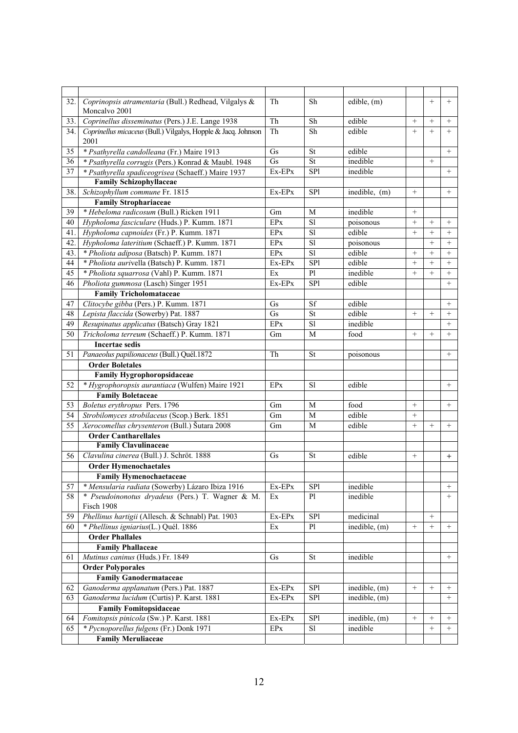| | | | | | | | |
|---|---|---|---|---|---|---|---|
| 32. | *Coprinopsis atramentaria* (Bull.) Redhead, Vilgalys & Moncalvo 2001 | Th | Sh | edible, (m) | | + | + |
| 33. | *Coprinellus disseminatus* (Pers.) J.E. Lange 1938 | Th | Sh | edible | + | + | + |
| 34. | *Coprinellus micaceus* (Bull.) Vilgalys, Hopple & Jacq. Johnson 2001 | Th | Sh | edible | + | + | + |
| 35 | * *Psathyrella candolleana* (Fr.) Maire 1913 | Gs | St | edible | | | + |
| 36 | * *Psathyrella corrugis* (Pers.) Konrad & Maubl. 1948 | Gs | St | inedible | | + | |
| 37 | * *Psathyrella spadiceogrisea* (Schaeff.) Maire 1937 | Ex-EPx | SPl | inedible | | | + |
| | **Family Schizophyllaceae** | | | | | | |
| 38. | *Schizophyllum commune* Fr. 1815 | Ex-EPx | SPl | inedible, (m) | + | | + |
| | **Family Strophariaceae** | | | | | | |
| 39 | * *Hebeloma radicosum* (Bull.) Ricken 1911 | Gm | M | inedible | + | | |
| 40 | *Hypholoma fasciculare* (Huds.) P. Kumm. 1871 | EPx | Sl | poisonous | + | + | + |
| 41. | *Hypholoma capnoides* (Fr.) P. Kumm. 1871 | EPx | Sl | edible | + | + | + |
| 42. | *Hypholoma lateritium* (Schaeff.) P. Kumm. 1871 | EPx | Sl | poisonous | | + | + |
| 43. | * *Pholiota adiposa* (Batsch) P. Kumm. 1871 | EPx | Sl | edible | + | + | + |
| 44 | * *Pholiota aurivella* (Batsch) P. Kumm. 1871 | Ex-EPx | SPl | edible | + | + | + |
| 45 | * *Pholiota squarrosa* (Vahl) P. Kumm. 1871 | Ex | Pl | inedible | + | + | + |
| 46 | *Pholiota gummosa* (Lasch) Singer 1951 | Ex-EPx | SPl | edible | | | + |
| | **Family Tricholomataceae** | | | | | | |
| 47 | *Clitocybe gibba* (Pers.) P. Kumm. 1871 | Gs | Sf | edible | | | + |
| 48 | *Lepista flaccida* (Sowerby) Pat. 1887 | Gs | St | edible | + | + | + |
| 49 | *Resupinatus applicatus* (Batsch) Gray 1821 | EPx | Sl | inedible | | | + |
| 50 | *Tricholoma terreum* (Schaeff.) P. Kumm. 1871 | Gm | M | food | + | + | + |
| | **Incertae sedis** | | | | | | |
| 51 | *Panaeolus papilionaceus* (Bull.) Quél.1872 | Th | St | poisonous | | | + |
| | **Order Boletales** | | | | | | |
| | **Family Hygrophoropsidaceae** | | | | | | |
| 52 | * *Hygrophoropsis aurantiaca* (Wulfen) Maire 1921 | EPx | Sl | edible | | | + |
| | **Family Boletaceae** | | | | | | |
| 53 | *Boletus erythropus* Pers. 1796 | Gm | M | food | + | | + |
| 54 | *Strobilomyces strobilaceus* (Scop.) Berk. 1851 | Gm | M | edible | + | | |
| 55 | *Xerocomellus chrysenteron* (Bull.) Šutara 2008 | Gm | M | edible | + | + | + |
| | **Order Cantharellales** | | | | | | |
| | **Family Clavulinaceae** | | | | | | |
| 56 | *Clavulina cinerea* (Bull.) J. Schröt. 1888 | Gs | St | edible | + | | + |
| | **Order Hymenochaetales** | | | | | | |
| | **Family Hymenochaetaceae** | | | | | | |
| 57 | * *Mensularia radiata* (Sowerby) Lázaro Ibiza 1916 | Ex-EPx | SPl | inedible | | | + |
| 58 | * *Pseudoinonotus dryadeus* (Pers.) T. Wagner & M. Fisch 1908 | Ex | Pl | inedible | | | + |
| 59 | *Phellinus hartigii* (Allesch. & Schnabl) Pat. 1903 | Ex-EPx | SPl | medicinal | | + | |
| 60 | * *Phellinus igniarius*(L.) Quél. 1886 | Ex | Pl | inedible, (m) | + | + | + |
| | **Order Phallales** | | | | | | |
| | **Family Phallaceae** | | | | | | |
| 61 | *Mutinus caninus* (Huds.) Fr. 1849 | Gs | St | inedible | | | + |
| | **Order Polyporales** | | | | | | |
| | **Family Ganodermataceae** | | | | | | |
| 62 | *Ganoderma applanatum* (Pers.) Pat. 1887 | Ex-EPx | SPl | inedible, (m) | + | + | + |
| 63 | *Ganoderma lucidum* (Curtis) P. Karst. 1881 | Ex-EPx | SPl | inedible, (m) | | | + |
| | **Family Fomitopsidaceae** | | | | | | |
| 64 | *Fomitopsis pinicola* (Sw.) P. Karst. 1881 | Ex-EPx | SPl | inedible, (m) | + | + | + |
| 65 | * *Pycnoporellus fulgens* (Fr.) Donk 1971 | EPx | Sl | inedible | | + | + |
| | **Family Meruliaceae** | | | | | | |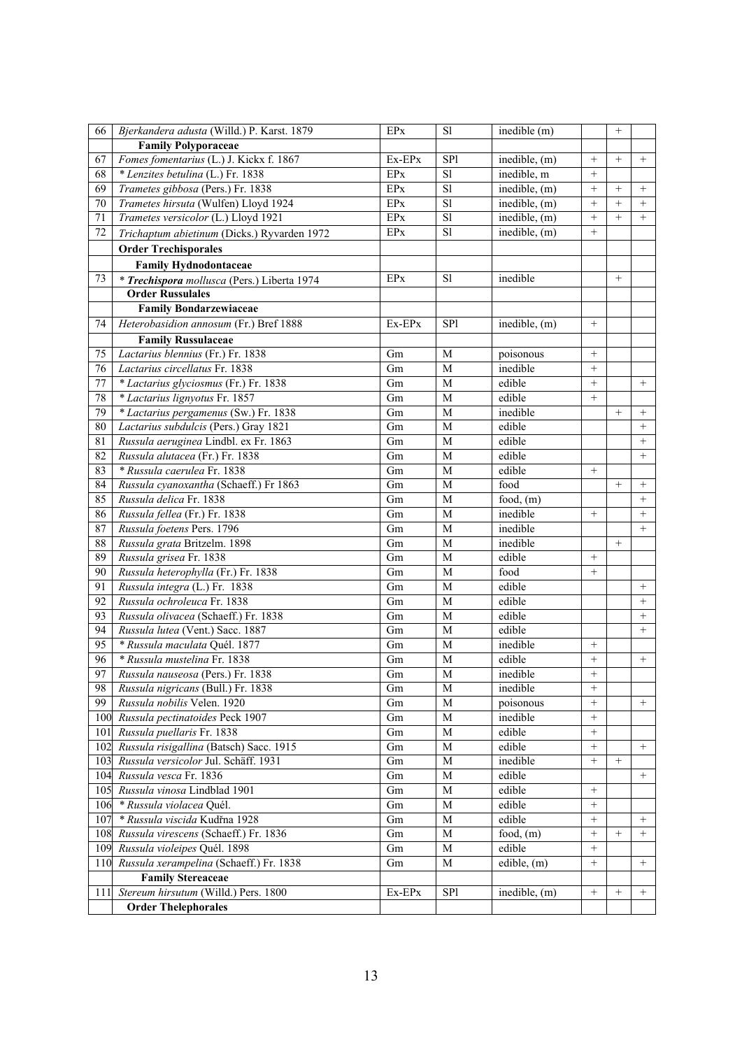| | | | | | | | |
|---|---|---|---|---|---|---|---|
| 66 | *Bjerkandera adusta* (Willd.) P. Karst. 1879 | EPx | Sl | inedible (m) | | + | |
| | **Family Polyporaceae** | | | | | | |
| 67 | *Fomes fomentarius* (L.) J. Kickx f. 1867 | Ex-EPx | SPl | inedible, (m) | + | + | + |
| 68 | * *Lenzites betulina* (L.) Fr. 1838 | EPx | Sl | inedible, m | + | | |
| 69 | *Trametes gibbosa* (Pers.) Fr. 1838 | EPx | Sl | inedible, (m) | + | + | + |
| 70 | *Trametes hirsuta* (Wulfen) Lloyd 1924 | EPx | Sl | inedible, (m) | + | + | + |
| 71 | *Trametes versicolor* (L.) Lloyd 1921 | EPx | Sl | inedible, (m) | + | + | + |
| 72 | *Trichaptum abietinum* (Dicks.) Ryvarden 1972 | EPx | Sl | inedible, (m) | + | | |
| | **Order Trechisporales** | | | | | | |
| | **Family Hydnodontaceae** | | | | | | |
| 73 | * ***Trechispora*** *mollusca* (Pers.) Liberta 1974 | EPx | Sl | inedible | | + | |
| | **Order Russulales** | | | | | | |
| | **Family Bondarzewiaceae** | | | | | | |
| 74 | *Heterobasidion annosum* (Fr.) Bref 1888 | Ex-EPx | SPl | inedible, (m) | + | | |
| | **Family Russulaceae** | | | | | | |
| 75 | *Lactarius blennius* (Fr.) Fr. 1838 | Gm | M | poisonous | + | | |
| 76 | *Lactarius circellatus* Fr. 1838 | Gm | M | inedible | + | | |
| 77 | * *Lactarius glyciosmus* (Fr.) Fr. 1838 | Gm | M | edible | + | | + |
| 78 | * *Lactarius lignyotus* Fr. 1857 | Gm | M | edible | + | | |
| 79 | * *Lactarius pergamenus* (Sw.) Fr. 1838 | Gm | M | inedible | | + | + |
| 80 | *Lactarius subdulcis* (Pers.) Gray 1821 | Gm | M | edible | | | + |
| 81 | *Russula aeruginea* Lindbl. ex Fr. 1863 | Gm | M | edible | | | + |
| 82 | *Russula alutacea* (Fr.) Fr. 1838 | Gm | M | edible | | | + |
| 83 | * *Russula caerulea* Fr. 1838 | Gm | M | edible | + | | |
| 84 | *Russula cyanoxantha* (Schaeff.) Fr 1863 | Gm | M | food | | + | + |
| 85 | *Russula delica* Fr. 1838 | Gm | M | food, (m) | | | + |
| 86 | *Russula fellea* (Fr.) Fr. 1838 | Gm | M | inedible | + | | + |
| 87 | *Russula foetens* Pers. 1796 | Gm | M | inedible | | | + |
| 88 | *Russula grata* Britzelm. 1898 | Gm | M | inedible | | + | |
| 89 | *Russula grisea* Fr. 1838 | Gm | M | edible | + | | |
| 90 | *Russula heterophylla* (Fr.) Fr. 1838 | Gm | M | food | + | | |
| 91 | *Russula integra* (L.) Fr. 1838 | Gm | M | edible | | | + |
| 92 | *Russula ochroleuca* Fr. 1838 | Gm | M | edible | | | + |
| 93 | *Russula olivacea* (Schaeff.) Fr. 1838 | Gm | M | edible | | | + |
| 94 | *Russula lutea* (Vent.) Sacc. 1887 | Gm | M | edible | | | + |
| 95 | * *Russula maculata* Quél. 1877 | Gm | M | inedible | + | | |
| 96 | * *Russula mustelina* Fr. 1838 | Gm | M | edible | + | | + |
| 97 | *Russula nauseosa* (Pers.) Fr. 1838 | Gm | M | inedible | + | | |
| 98 | *Russula nigricans* (Bull.) Fr. 1838 | Gm | M | inedible | + | | |
| 99 | *Russula nobilis* Velen. 1920 | Gm | M | poisonous | + | | + |
| 100 | *Russula pectinatoides* Peck 1907 | Gm | M | inedible | + | | |
| 101 | *Russula puellaris* Fr. 1838 | Gm | M | edible | + | | |
| 102 | *Russula risigallina* (Batsch) Sacc. 1915 | Gm | M | edible | + | | + |
| 103 | *Russula versicolor* Jul. Schäff. 1931 | Gm | M | inedible | + | + | |
| 104 | *Russula vesca* Fr. 1836 | Gm | M | edible | | | + |
| 105 | *Russula vinosa* Lindblad 1901 | Gm | M | edible | + | | |
| 106 | * *Russula violacea* Quél. | Gm | M | edible | + | | |
| 107 | * *Russula viscida* Kudřna 1928 | Gm | M | edible | + | | + |
| 108 | *Russula virescens* (Schaeff.) Fr. 1836 | Gm | M | food, (m) | + | + | + |
| 109 | *Russula violeipes* Quél. 1898 | Gm | M | edible | + | | |
| 110 | *Russula xerampelina* (Schaeff.) Fr. 1838 | Gm | M | edible, (m) | + | | + |
| | **Family Stereaceae** | | | | | | |
| 111 | *Stereum hirsutum* (Willd.) Pers. 1800 | Ex-EPx | SPl | inedible, (m) | + | + | + |
| | **Order Thelephorales** | | | | | | |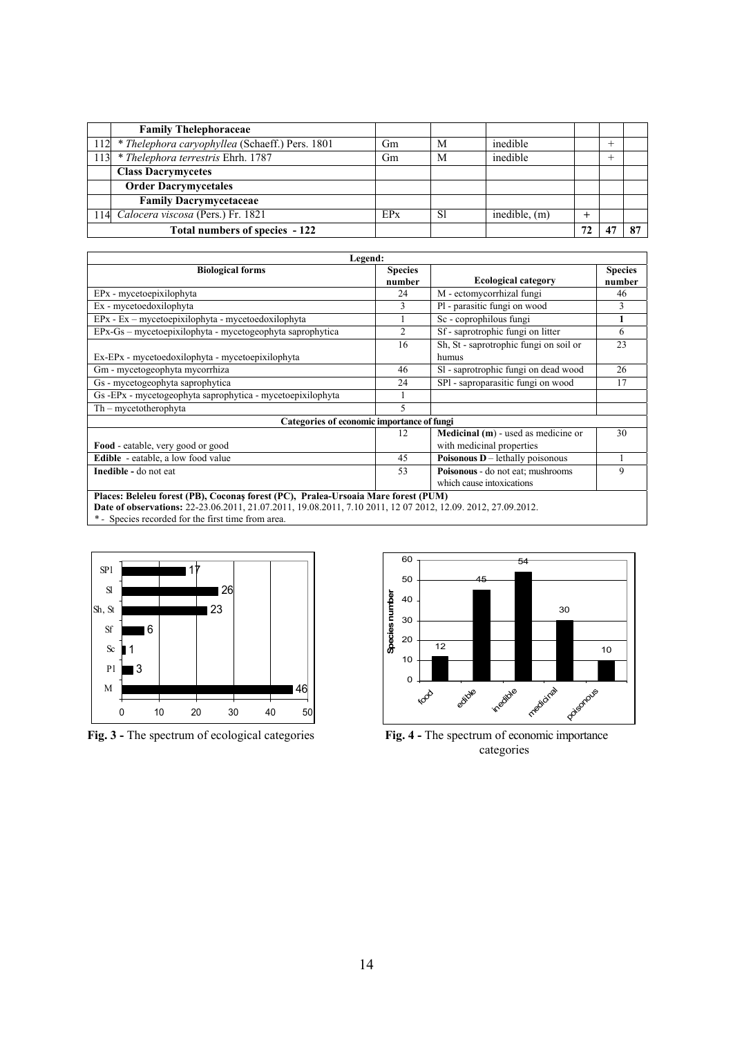| | | | | | | | |
|---|---|---|---|---|---|---|---|
| | **Family Thelephoraceae** | | | | | | |
| 112 | * *Thelephora caryophyllea* (Schaeff.) Pers. 1801 | Gm | M | inedible | | + | |
| 113 | * *Thelephora terrestris* Ehrh. 1787 | Gm | M | inedible | | + | |
| | **Class Dacrymycetes** | | | | | | |
| | **Order Dacrymycetales** | | | | | | |
| | **Family Dacrymycetaceae** | | | | | | |
| 114 | *Calocera viscosa* (Pers.) Fr. 1821 | EPx | Sl | inedible, (m) | + | | |
| | **Total numbers of species - 122** | | | | **72** | **47** | **87** |

| **Legend:** | | | |
|---|---|---|---|
| **Biological forms** | **Species number** | **Ecological category** | **Species number** |
| EPx - mycetoepixilophyta | 24 | M - ectomycorrhizal fungi | 46 |
| Ex - mycetoedoxilophyta | 3 | Pl - parasitic fungi on wood | 3 |
| EPx - Ex – mycetoepixilophyta - mycetoedoxilophyta | 1 | Sc - coprophilous fungi | **1** |
| EPx-Gs – mycetoepixilophyta - mycetogeophyta saprophytica | 2 | Sf - saprotrophic fungi on litter | 6 |
| Ex-EPx - mycetoedoxilophyta - mycetoepixilophyta | 16 | Sh, St - saprotrophic fungi on soil or humus | 23 |
| Gm - mycetogeophyta mycorrhiza | 46 | Sl - saprotrophic fungi on dead wood | 26 |
| Gs - mycetogeophyta saprophytica | 24 | SPl - saproparasitic fungi on wood | 17 |
| Gs -EPx - mycetogeophyta saprophytica - mycetoepixilophyta | 1 | | |
| Th – mycetotherophyta | 5 | | |
| **Categories of economic importance of fungi** | | | |
| **Food** - eatable, very good or good | 12 | **Medicinal (m)** - used as medicine or with medicinal properties | 30 |
| **Edible** - eatable, a low food value | 45 | **Poisonous D** – lethally poisonous | 1 |
| **Inedible** - do not eat | 53 | **Poisonous** - do not eat; mushrooms which cause intoxications | 9 |

**Places: Beleleu forest (PB), Coconaş forest (PC), Pralea-Ursoaia Mare forest (PUM)**
**Date of observations:** 22-23.06.2011, 21.07.2011, 19.08.2011, 7.10 2011, 12 07 2012, 12.09. 2012, 27.09.2012.
* - Species recorded for the first time from area.

**Fig. 3 -** The spectrum of ecological categories

**Fig. 4 -** The spectrum of economic importance categories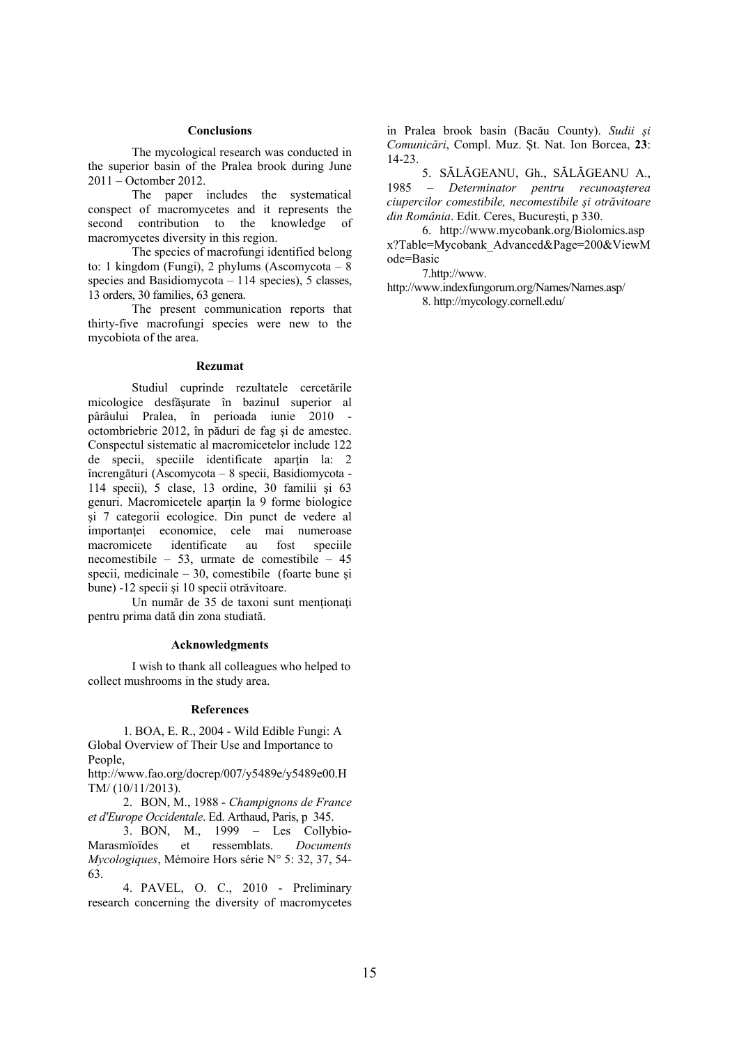## Conclusions

The mycological research was conducted in the superior basin of the Pralea brook during June 2011 – Octomber 2012.

The paper includes the systematical conspect of macromycetes and it represents the second contribution to the knowledge of macromycetes diversity in this region.

The species of macrofungi identified belong to: 1 kingdom (Fungi), 2 phylums (Ascomycota – 8 species and Basidiomycota – 114 species), 5 classes, 13 orders, 30 families, 63 genera.

The present communication reports that thirty-five macrofungi species were new to the mycobiota of the area.

## Rezumat

Studiul cuprinde rezultatele cercetările micologice desfăşurate în bazinul superior al pârâului Pralea, în perioada iunie 2010 - octombriebrie 2012, în păduri de fag şi de amestec. Conspectul sistematic al macromicetelor include 122 de specii, speciile identificate aparţin la: 2 încrengături (Ascomycota – 8 specii, Basidiomycota - 114 specii), 5 clase, 13 ordine, 30 familii şi 63 genuri. Macromicetele aparţin la 9 forme biologice şi 7 categorii ecologice. Din punct de vedere al importanţei economice, cele mai numeroase macromicete identificate au fost speciile necomestibile – 53, urmate de comestibile – 45 specii, medicinale – 30, comestibile (foarte bune şi bune) -12 specii şi 10 specii otrăvitoare.

Un număr de 35 de taxoni sunt menționați pentru prima dată din zona studiată.

## Acknowledgments

I wish to thank all colleagues who helped to collect mushrooms in the study area.

## References

1. BOA, E. R., 2004 - Wild Edible Fungi: A Global Overview of Their Use and Importance to People, http://www.fao.org/docrep/007/y5489e/y5489e00.HTM/ (10/11/2013).
2. BON, M., 1988 - *Champignons de France et d'Europe Occidentale*. Ed. Arthaud, Paris, p 345.
3. BON, M., 1999 – Les Collybio-Marasmïoïdes et ressemblats. *Documents Mycologiques*, Mémoire Hors série N° 5: 32, 37, 54-63.
4. PAVEL, O. C., 2010 - Preliminary research concerning the diversity of macromycetes in Pralea brook basin (Bacău County). *Sudii şi Comunicări*, Compl. Muz. Şt. Nat. Ion Borcea, **23**: 14-23.
5. SĂLĂGEANU, Gh., SĂLĂGEANU A., 1985 – *Determinator pentru recunoaşterea ciupercilor comestibile, necomestibile şi otrăvitoare din România*. Edit. Ceres, Bucureşti, p 330.
6. http://www.mycobank.org/Biolomics.aspx?Table=Mycobank_Advanced&Page=200&ViewMode=Basic
7. http://www. http://www.indexfungorum.org/Names/Names.asp/
8. http://mycology.cornell.edu/